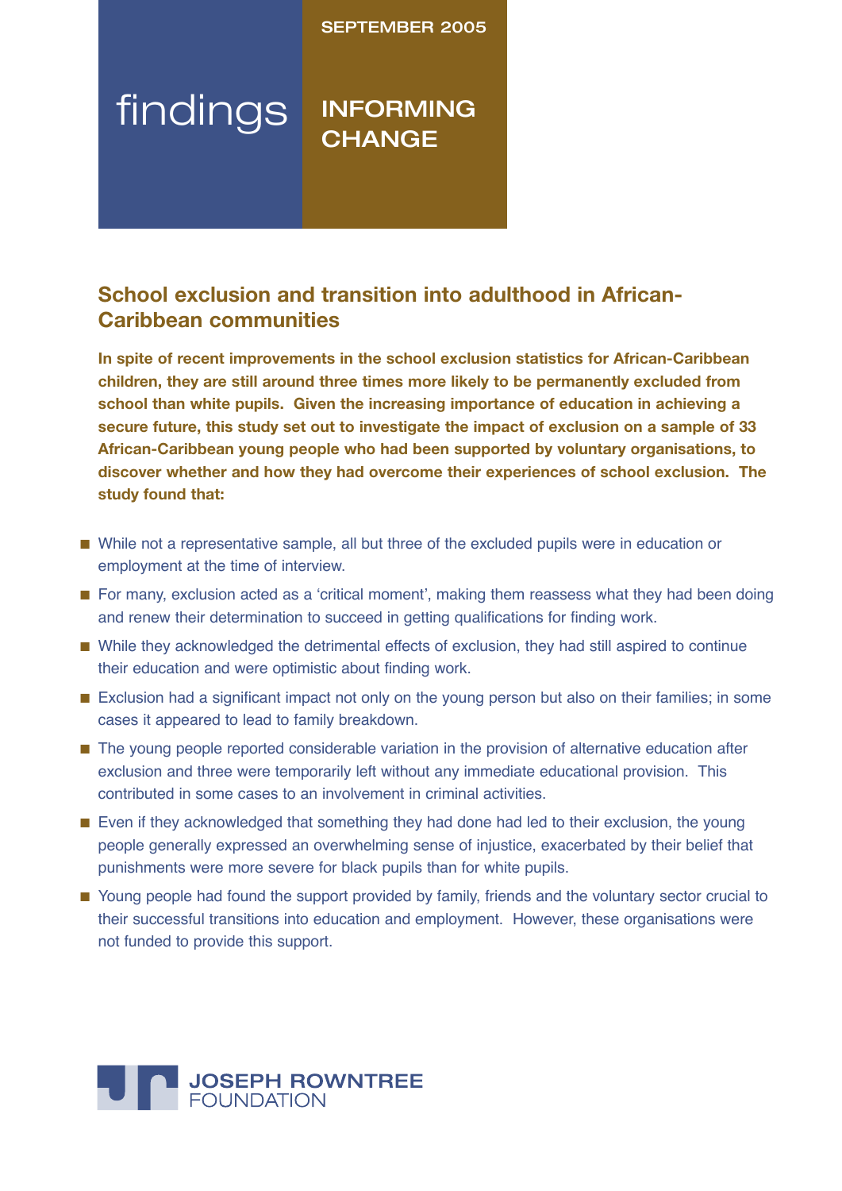SEPTEMBER 2005

findings

INFORMING CHANGE

## School exclusion and transition into adulthood in African-Caribbean communities

**In spite of recent improvements in the school exclusion statistics for African-Caribbean children, they are still around three times more likely to be permanently excluded from school than white pupils. Given the increasing importance of education in achieving a secure future, this study set out to investigate the impact of exclusion on a sample of 33 African-Caribbean young people who had been supported by voluntary organisations, to discover whether and how they had overcome their experiences of school exclusion. The study found that:**

- While not a representative sample, all but three of the excluded pupils were in education or employment at the time of interview.
- For many, exclusion acted as a 'critical moment', making them reassess what they had been doing and renew their determination to succeed in getting qualifications for finding work.
- While they acknowledged the detrimental effects of exclusion, they had still aspired to continue their education and were optimistic about finding work.
- Exclusion had a significant impact not only on the young person but also on their families; in some cases it appeared to lead to family breakdown.
- The young people reported considerable variation in the provision of alternative education after exclusion and three were temporarily left without any immediate educational provision. This contributed in some cases to an involvement in criminal activities.
- Even if they acknowledged that something they had done had led to their exclusion, the young people generally expressed an overwhelming sense of injustice, exacerbated by their belief that punishments were more severe for black pupils than for white pupils.
- Young people had found the support provided by family, friends and the voluntary sector crucial to their successful transitions into education and employment. However, these organisations were not funded to provide this support.

JOSEPH ROWNTREE FOUNDATION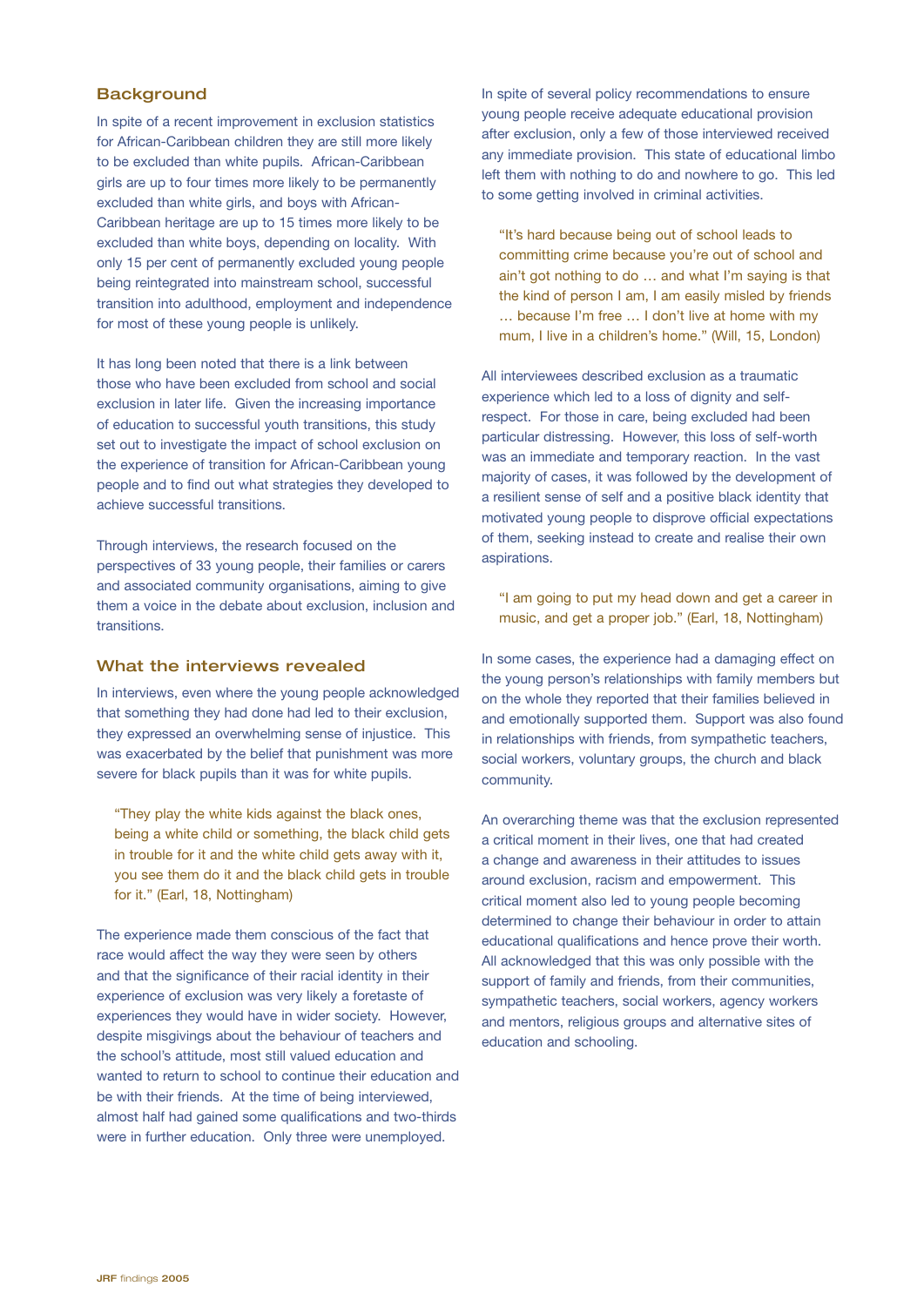## Background

In spite of a recent improvement in exclusion statistics for African-Caribbean children they are still more likely to be excluded than white pupils. African-Caribbean girls are up to four times more likely to be permanently excluded than white girls, and boys with African-Caribbean heritage are up to 15 times more likely to be excluded than white boys, depending on locality. With only 15 per cent of permanently excluded young people being reintegrated into mainstream school, successful transition into adulthood, employment and independence for most of these young people is unlikely.

It has long been noted that there is a link between those who have been excluded from school and social exclusion in later life. Given the increasing importance of education to successful youth transitions, this study set out to investigate the impact of school exclusion on the experience of transition for African-Caribbean young people and to find out what strategies they developed to achieve successful transitions.

Through interviews, the research focused on the perspectives of 33 young people, their families or carers and associated community organisations, aiming to give them a voice in the debate about exclusion, inclusion and transitions.

## What the interviews revealed

In interviews, even where the young people acknowledged that something they had done had led to their exclusion, they expressed an overwhelming sense of injustice. This was exacerbated by the belief that punishment was more severe for black pupils than it was for white pupils.

> "They play the white kids against the black ones, being a white child or something, the black child gets in trouble for it and the white child gets away with it, you see them do it and the black child gets in trouble for it." (Earl, 18, Nottingham)

The experience made them conscious of the fact that race would affect the way they were seen by others and that the significance of their racial identity in their experience of exclusion was very likely a foretaste of experiences they would have in wider society. However, despite misgivings about the behaviour of teachers and the school's attitude, most still valued education and wanted to return to school to continue their education and be with their friends. At the time of being interviewed, almost half had gained some qualifications and two-thirds were in further education. Only three were unemployed.

In spite of several policy recommendations to ensure young people receive adequate educational provision after exclusion, only a few of those interviewed received any immediate provision. This state of educational limbo left them with nothing to do and nowhere to go. This led to some getting involved in criminal activities.

> "It's hard because being out of school leads to committing crime because you're out of school and ain't got nothing to do … and what I'm saying is that the kind of person I am, I am easily misled by friends … because I'm free … I don't live at home with my mum, I live in a children's home." (Will, 15, London)

All interviewees described exclusion as a traumatic experience which led to a loss of dignity and self-respect. For those in care, being excluded had been particular distressing. However, this loss of self-worth was an immediate and temporary reaction. In the vast majority of cases, it was followed by the development of a resilient sense of self and a positive black identity that motivated young people to disprove official expectations of them, seeking instead to create and realise their own aspirations.

> "I am going to put my head down and get a career in music, and get a proper job." (Earl, 18, Nottingham)

In some cases, the experience had a damaging effect on the young person's relationships with family members but on the whole they reported that their families believed in and emotionally supported them. Support was also found in relationships with friends, from sympathetic teachers, social workers, voluntary groups, the church and black community.

An overarching theme was that the exclusion represented a critical moment in their lives, one that had created a change and awareness in their attitudes to issues around exclusion, racism and empowerment. This critical moment also led to young people becoming determined to change their behaviour in order to attain educational qualifications and hence prove their worth. All acknowledged that this was only possible with the support of family and friends, from their communities, sympathetic teachers, social workers, agency workers and mentors, religious groups and alternative sites of education and schooling.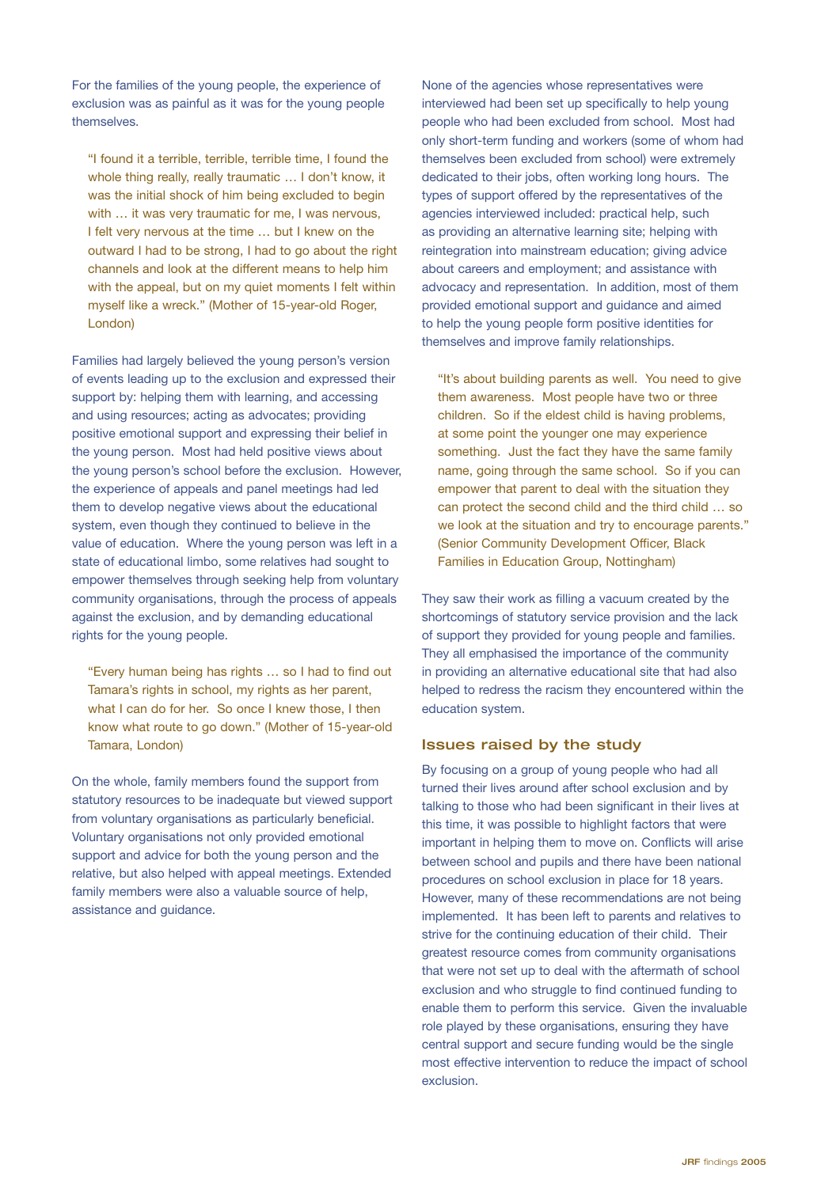For the families of the young people, the experience of exclusion was as painful as it was for the young people themselves.

> "I found it a terrible, terrible, terrible time, I found the whole thing really, really traumatic … I don't know, it was the initial shock of him being excluded to begin with … it was very traumatic for me, I was nervous, I felt very nervous at the time … but I knew on the outward I had to be strong, I had to go about the right channels and look at the different means to help him with the appeal, but on my quiet moments I felt within myself like a wreck." (Mother of 15-year-old Roger, London)

Families had largely believed the young person's version of events leading up to the exclusion and expressed their support by: helping them with learning, and accessing and using resources; acting as advocates; providing positive emotional support and expressing their belief in the young person. Most had held positive views about the young person's school before the exclusion. However, the experience of appeals and panel meetings had led them to develop negative views about the educational system, even though they continued to believe in the value of education. Where the young person was left in a state of educational limbo, some relatives had sought to empower themselves through seeking help from voluntary community organisations, through the process of appeals against the exclusion, and by demanding educational rights for the young people.

> "Every human being has rights … so I had to find out Tamara's rights in school, my rights as her parent, what I can do for her. So once I knew those, I then know what route to go down." (Mother of 15-year-old Tamara, London)

On the whole, family members found the support from statutory resources to be inadequate but viewed support from voluntary organisations as particularly beneficial. Voluntary organisations not only provided emotional support and advice for both the young person and the relative, but also helped with appeal meetings. Extended family members were also a valuable source of help, assistance and guidance.

None of the agencies whose representatives were interviewed had been set up specifically to help young people who had been excluded from school. Most had only short-term funding and workers (some of whom had themselves been excluded from school) were extremely dedicated to their jobs, often working long hours. The types of support offered by the representatives of the agencies interviewed included: practical help, such as providing an alternative learning site; helping with reintegration into mainstream education; giving advice about careers and employment; and assistance with advocacy and representation. In addition, most of them provided emotional support and guidance and aimed to help the young people form positive identities for themselves and improve family relationships.

> "It's about building parents as well. You need to give them awareness. Most people have two or three children. So if the eldest child is having problems, at some point the younger one may experience something. Just the fact they have the same family name, going through the same school. So if you can empower that parent to deal with the situation they can protect the second child and the third child … so we look at the situation and try to encourage parents." (Senior Community Development Officer, Black Families in Education Group, Nottingham)

They saw their work as filling a vacuum created by the shortcomings of statutory service provision and the lack of support they provided for young people and families. They all emphasised the importance of the community in providing an alternative educational site that had also helped to redress the racism they encountered within the education system.

## Issues raised by the study

By focusing on a group of young people who had all turned their lives around after school exclusion and by talking to those who had been significant in their lives at this time, it was possible to highlight factors that were important in helping them to move on. Conflicts will arise between school and pupils and there have been national procedures on school exclusion in place for 18 years. However, many of these recommendations are not being implemented. It has been left to parents and relatives to strive for the continuing education of their child. Their greatest resource comes from community organisations that were not set up to deal with the aftermath of school exclusion and who struggle to find continued funding to enable them to perform this service. Given the invaluable role played by these organisations, ensuring they have central support and secure funding would be the single most effective intervention to reduce the impact of school exclusion.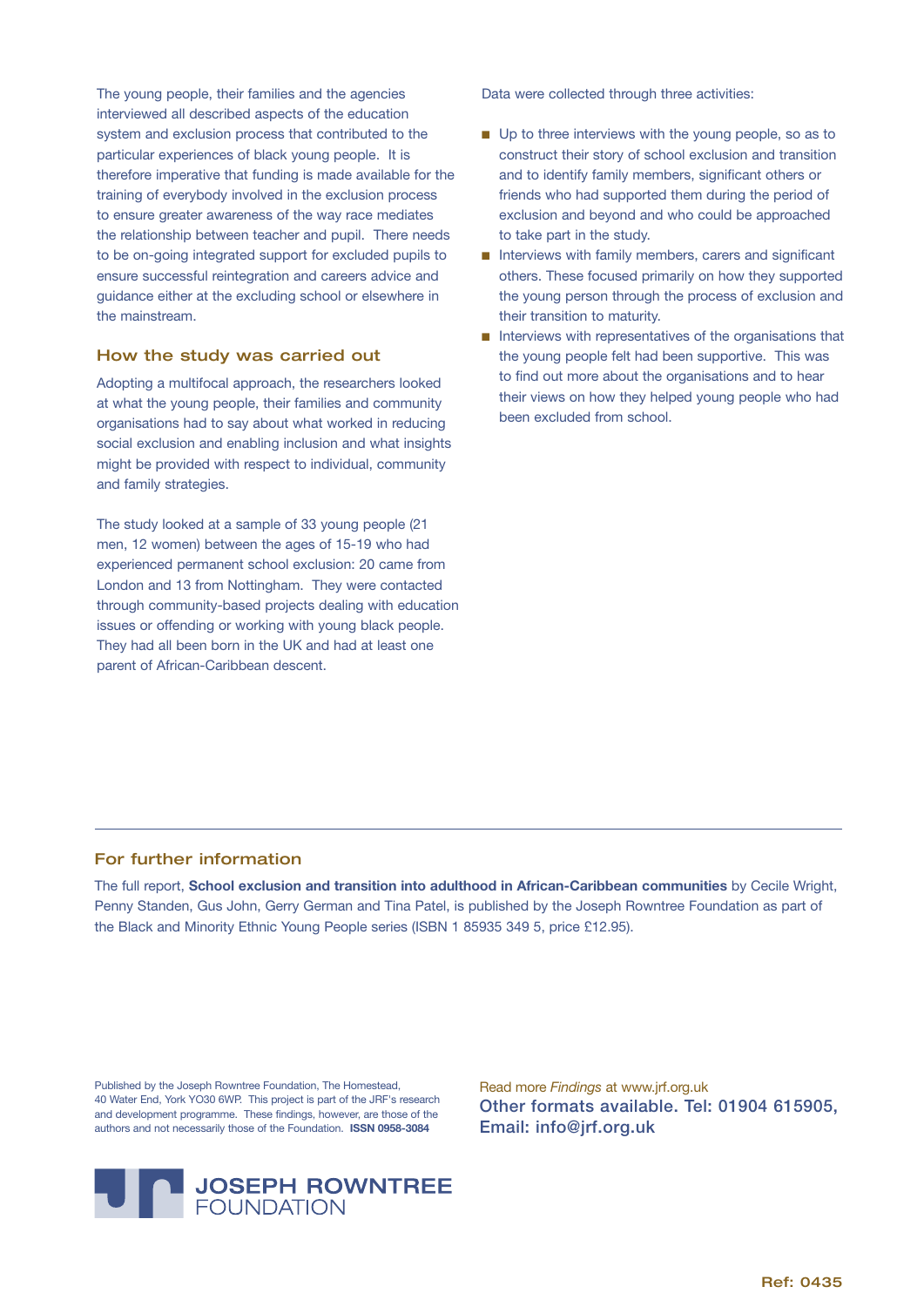The young people, their families and the agencies interviewed all described aspects of the education system and exclusion process that contributed to the particular experiences of black young people. It is therefore imperative that funding is made available for the training of everybody involved in the exclusion process to ensure greater awareness of the way race mediates the relationship between teacher and pupil. There needs to be on-going integrated support for excluded pupils to ensure successful reintegration and careers advice and guidance either at the excluding school or elsewhere in the mainstream.

## How the study was carried out

Adopting a multifocal approach, the researchers looked at what the young people, their families and community organisations had to say about what worked in reducing social exclusion and enabling inclusion and what insights might be provided with respect to individual, community and family strategies.

The study looked at a sample of 33 young people (21 men, 12 women) between the ages of 15-19 who had experienced permanent school exclusion: 20 came from London and 13 from Nottingham. They were contacted through community-based projects dealing with education issues or offending or working with young black people. They had all been born in the UK and had at least one parent of African-Caribbean descent.

Data were collected through three activities:

- Up to three interviews with the young people, so as to construct their story of school exclusion and transition and to identify family members, significant others or friends who had supported them during the period of exclusion and beyond and who could be approached to take part in the study.
- Interviews with family members, carers and significant others. These focused primarily on how they supported the young person through the process of exclusion and their transition to maturity.
- Interviews with representatives of the organisations that the young people felt had been supportive. This was to find out more about the organisations and to hear their views on how they helped young people who had been excluded from school.

## For further information

The full report, **School exclusion and transition into adulthood in African-Caribbean communities** by Cecile Wright, Penny Standen, Gus John, Gerry German and Tina Patel, is published by the Joseph Rowntree Foundation as part of the Black and Minority Ethnic Young People series (ISBN 1 85935 349 5, price £12.95).

Published by the Joseph Rowntree Foundation, The Homestead, 40 Water End, York YO30 6WP. This project is part of the JRF's research and development programme. These findings, however, are those of the authors and not necessarily those of the Foundation. **ISSN 0958-3084**

Read more *Findings* at www.jrf.org.uk
Other formats available. Tel: 01904 615905, Email: info@jrf.org.uk

JOSEPH ROWNTREE FOUNDATION

Ref: 0435